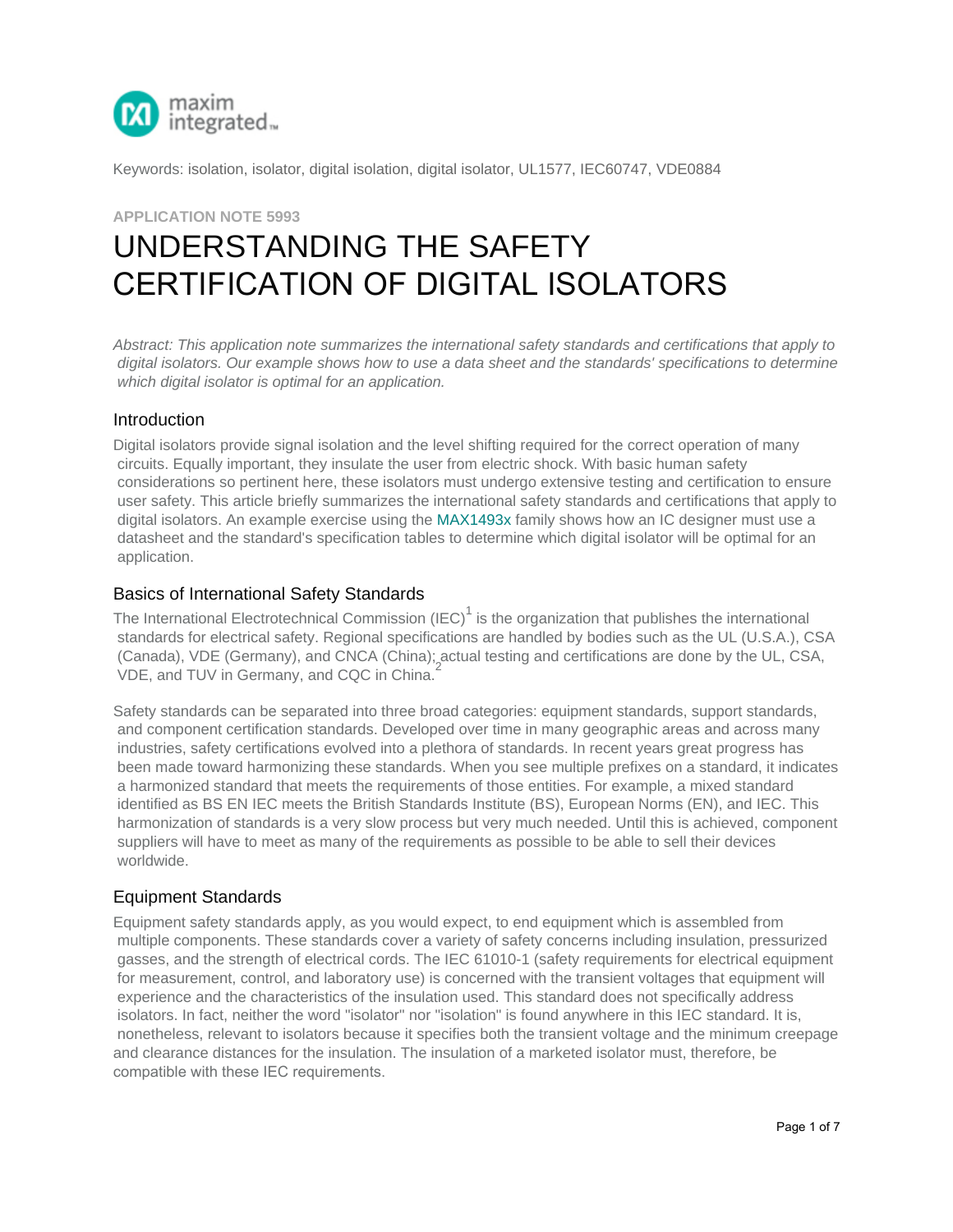Keywords: isolation, isolator, digital isolation, digital isolator, UL1577, IEC60747, VDE0884

APPLICATION NOTE 5993

# UNDERSTANDING THE SAFETY CERTIFICATION OF DIGITAL ISOLATORS

*Abstract: This application note summarizes the international safety standards and certifications that apply to digital isolators. Our example shows how to use a data sheet and the standards' specifications to determine which digital isolator is optimal for an application.*

## Introduction

Digital isolators provide signal isolation and the level shifting required for the correct operation of many circuits. Equally important, they insulate the user from electric shock. With basic human safety considerations so pertinent here, these isolators must undergo extensive testing and certification to ensure user safety. This article briefly summarizes the international safety standards and certifications that apply to digital isolators. An example exercise using the MAX1493x family shows how an IC designer must use a datasheet and the standard's specification tables to determine which digital isolator will be optimal for an application.

## Basics of International Safety Standards

The International Electrotechnical Commission (IEC)[1] is the organization that publishes the international standards for electrical safety. Regional specifications are handled by bodies such as the UL (U.S.A.), CSA (Canada), VDE (Germany), and CNCA (China); actual testing and certifications are done by the UL, CSA, VDE, and TUV in Germany, and CQC in China.[2]

Safety standards can be separated into three broad categories: equipment standards, support standards, and component certification standards. Developed over time in many geographic areas and across many industries, safety certifications evolved into a plethora of standards. In recent years great progress has been made toward harmonizing these standards. When you see multiple prefixes on a standard, it indicates a harmonized standard that meets the requirements of those entities. For example, a mixed standard identified as BS EN IEC meets the British Standards Institute (BS), European Norms (EN), and IEC. This harmonization of standards is a very slow process but very much needed. Until this is achieved, component suppliers will have to meet as many of the requirements as possible to be able to sell their devices worldwide.

## Equipment Standards

Equipment safety standards apply, as you would expect, to end equipment which is assembled from multiple components. These standards cover a variety of safety concerns including insulation, pressurized gasses, and the strength of electrical cords. The IEC 61010-1 (safety requirements for electrical equipment for measurement, control, and laboratory use) is concerned with the transient voltages that equipment will experience and the characteristics of the insulation used. This standard does not specifically address isolators. In fact, neither the word "isolator" nor "isolation" is found anywhere in this IEC standard. It is, nonetheless, relevant to isolators because it specifies both the transient voltage and the minimum creepage and clearance distances for the insulation. The insulation of a marketed isolator must, therefore, be compatible with these IEC requirements.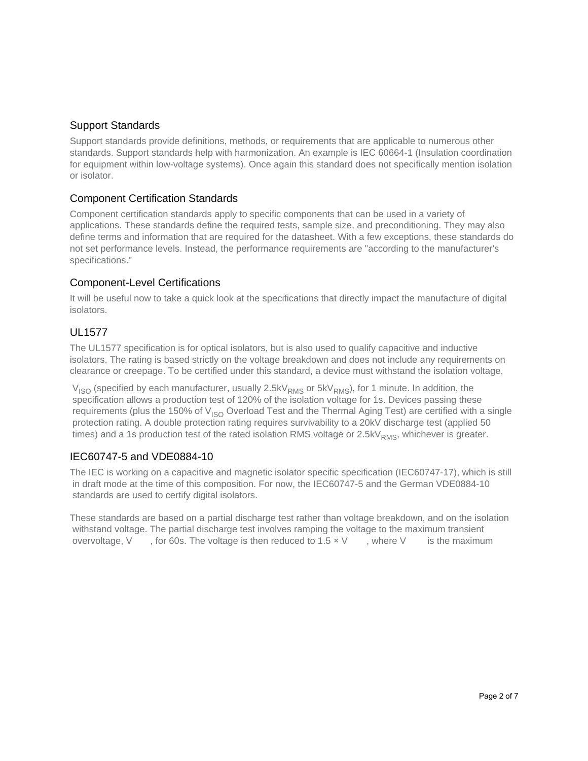## Support Standards

Support standards provide definitions, methods, or requirements that are applicable to numerous other standards. Support standards help with harmonization. An example is IEC 60664-1 (Insulation coordination for equipment within low-voltage systems). Once again this standard does not specifically mention isolation or isolator.

## Component Certification Standards

Component certification standards apply to specific components that can be used in a variety of applications. These standards define the required tests, sample size, and preconditioning. They may also define terms and information that are required for the datasheet. With a few exceptions, these standards do not set performance levels. Instead, the performance requirements are "according to the manufacturer's specifications."

## Component-Level Certifications

It will be useful now to take a quick look at the specifications that directly impact the manufacture of digital isolators.

## UL1577

The UL1577 specification is for optical isolators, but is also used to qualify capacitive and inductive isolators. The rating is based strictly on the voltage breakdown and does not include any requirements on clearance or creepage. To be certified under this standard, a device must withstand the isolation voltage, $V_{ISO}$ (specified by each manufacturer, usually $2.5kV_{RMS}$ or $5kV_{RMS}$), for 1 minute. In addition, the specification allows a production test of 120% of the isolation voltage for 1s. Devices passing these requirements (plus the 150% of $V_{ISO}$ Overload Test and the Thermal Aging Test) are certified with a single protection rating. A double protection rating requires survivability to a 20kV discharge test (applied 50 times) and a 1s production test of the rated isolation RMS voltage or $2.5kV_{RMS}$, whichever is greater.

## IEC60747-5 and VDE0884-10

The IEC is working on a capacitive and magnetic isolator specific specification (IEC60747-17), which is still in draft mode at the time of this composition. For now, the IEC60747-5 and the German VDE0884-10 standards are used to certify digital isolators.

These standards are based on a partial discharge test rather than voltage breakdown, and on the isolation withstand voltage. The partial discharge test involves ramping the voltage to the maximum transient overvoltage, V , for 60s. The voltage is then reduced to 1.5 × V , where V is the maximum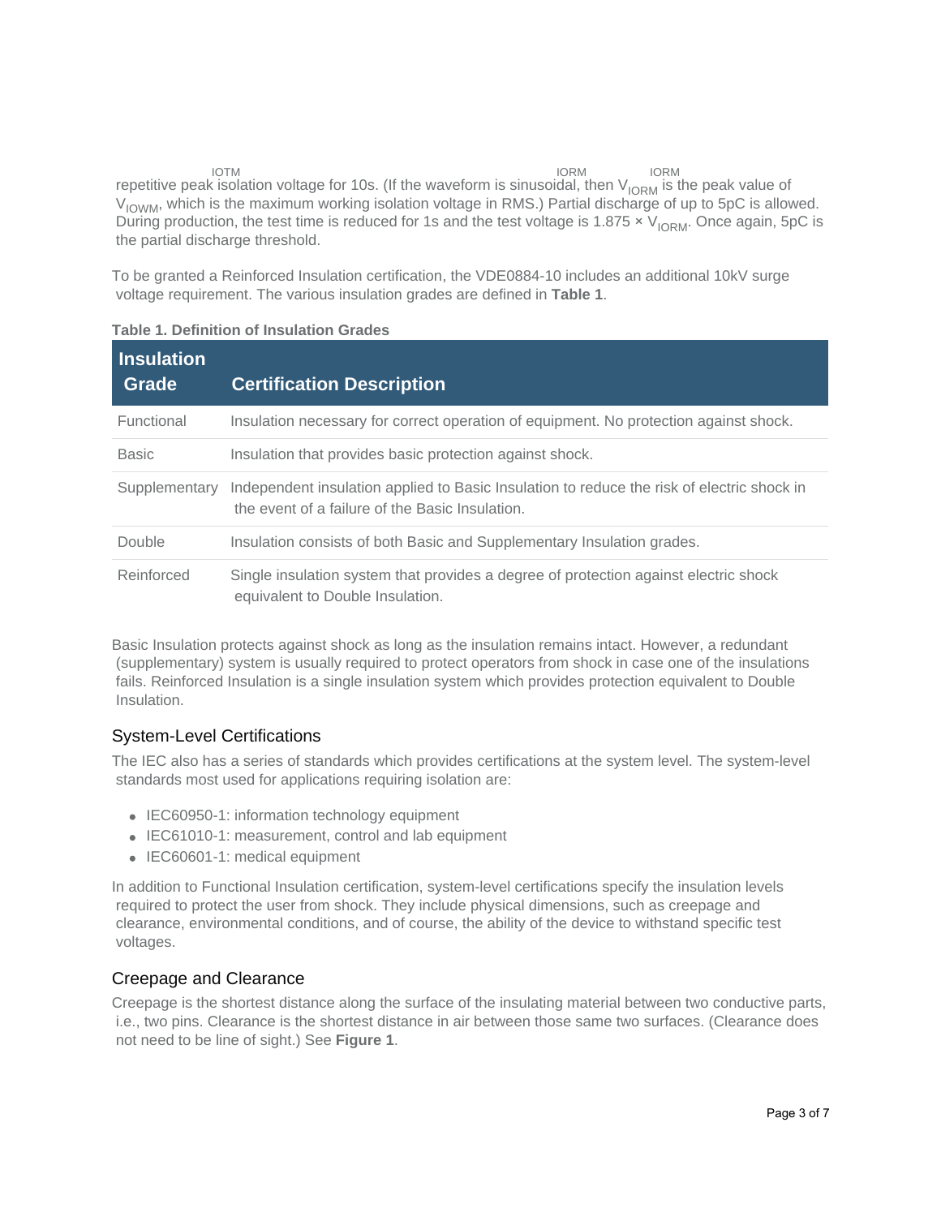repetitive peak isolation voltage for 10s. (If the waveform is sinusoidal, then $V_{IORM}$ is the peak value of $V_{IOWM}$, which is the maximum working isolation voltage in RMS.) Partial discharge of up to 5pC is allowed. During production, the test time is reduced for 1s and the test voltage is 1.875 × $V_{IORM}$. Once again, 5pC is the partial discharge threshold.

To be granted a Reinforced Insulation certification, the VDE0884-10 includes an additional 10kV surge voltage requirement. The various insulation grades are defined in **Table 1**.

**Table 1. Definition of Insulation Grades**

| Insulation Grade | Certification Description |
|---|---|
| Functional | Insulation necessary for correct operation of equipment. No protection against shock. |
| Basic | Insulation that provides basic protection against shock. |
| Supplementary | Independent insulation applied to Basic Insulation to reduce the risk of electric shock in the event of a failure of the Basic Insulation. |
| Double | Insulation consists of both Basic and Supplementary Insulation grades. |
| Reinforced | Single insulation system that provides a degree of protection against electric shock equivalent to Double Insulation. |

Basic Insulation protects against shock as long as the insulation remains intact. However, a redundant (supplementary) system is usually required to protect operators from shock in case one of the insulations fails. Reinforced Insulation is a single insulation system which provides protection equivalent to Double Insulation.

## System-Level Certifications

The IEC also has a series of standards which provides certifications at the system level. The system-level standards most used for applications requiring isolation are:

- IEC60950-1: information technology equipment
- IEC61010-1: measurement, control and lab equipment
- IEC60601-1: medical equipment

In addition to Functional Insulation certification, system-level certifications specify the insulation levels required to protect the user from shock. They include physical dimensions, such as creepage and clearance, environmental conditions, and of course, the ability of the device to withstand specific test voltages.

## Creepage and Clearance

Creepage is the shortest distance along the surface of the insulating material between two conductive parts, i.e., two pins. Clearance is the shortest distance in air between those same two surfaces. (Clearance does not need to be line of sight.) See **Figure 1**.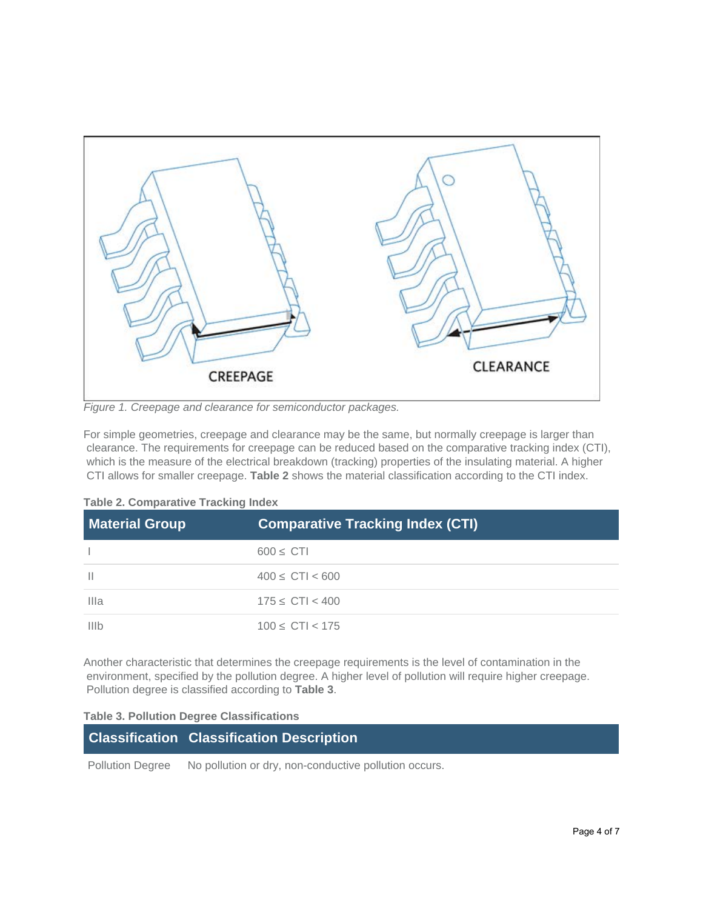Figure 1. Creepage and clearance for semiconductor packages.

For simple geometries, creepage and clearance may be the same, but normally creepage is larger than clearance. The requirements for creepage can be reduced based on the comparative tracking index (CTI), which is the measure of the electrical breakdown (tracking) properties of the insulating material. A higher CTI allows for smaller creepage. **Table 2** shows the material classification according to the CTI index.

**Table 2. Comparative Tracking Index**

| Material Group | Comparative Tracking Index (CTI) |
| --- | --- |
| I | 600 ≤ CTI |
| II | 400 ≤ CTI < 600 |
| IIIa | 175 ≤ CTI < 400 |
| IIIb | 100 ≤ CTI < 175 |

Another characteristic that determines the creepage requirements is the level of contamination in the environment, specified by the pollution degree. A higher level of pollution will require higher creepage. Pollution degree is classified according to **Table 3**.

**Table 3. Pollution Degree Classifications**

| Classification | Classification Description |
| --- | --- |
| Pollution Degree | No pollution or dry, non-conductive pollution occurs. |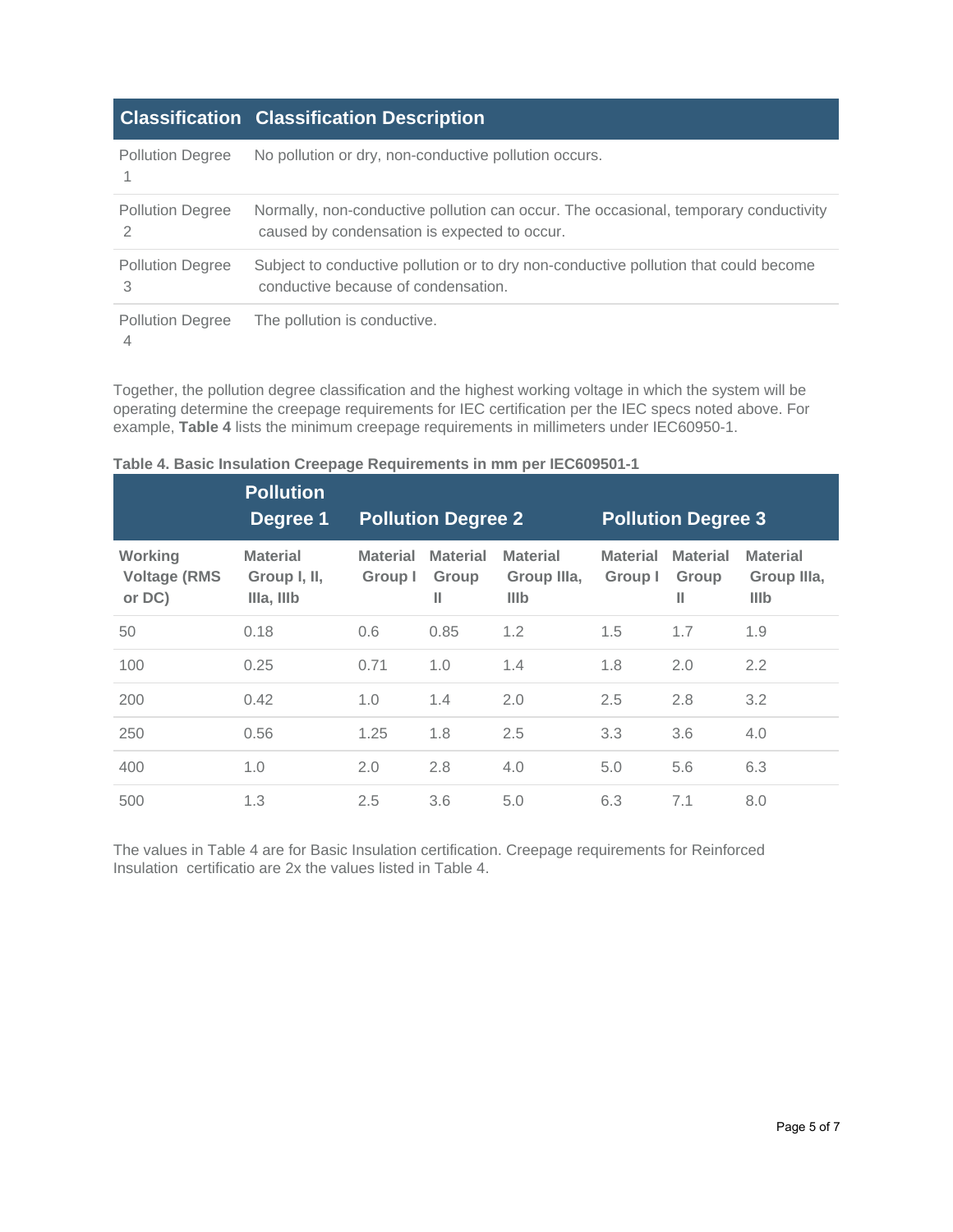| Classification | Classification Description |
| --- | --- |
| Pollution Degree 1 | No pollution or dry, non-conductive pollution occurs. |
| Pollution Degree 2 | Normally, non-conductive pollution can occur. The occasional, temporary conductivity caused by condensation is expected to occur. |
| Pollution Degree 3 | Subject to conductive pollution or to dry non-conductive pollution that could become conductive because of condensation. |
| Pollution Degree 4 | The pollution is conductive. |

Together, the pollution degree classification and the highest working voltage in which the system will be operating determine the creepage requirements for IEC certification per the IEC specs noted above. For example, **Table 4** lists the minimum creepage requirements in millimeters under IEC60950-1.

**Table 4. Basic Insulation Creepage Requirements in mm per IEC609501-1**

| | Pollution Degree 1 | Pollution Degree 2 | | | Pollution Degree 3 | | |
| --- | --- | --- | --- | --- | --- | --- | --- |
| **Working Voltage (RMS or DC)** | **Material Group I, II, IIIa, IIIb** | **Material Group I** | **Material Group II** | **Material Group IIIa, IIIb** | **Material Group I** | **Material Group II** | **Material Group IIIa, IIIb** |
| 50 | 0.18 | 0.6 | 0.85 | 1.2 | 1.5 | 1.7 | 1.9 |
| 100 | 0.25 | 0.71 | 1.0 | 1.4 | 1.8 | 2.0 | 2.2 |
| 200 | 0.42 | 1.0 | 1.4 | 2.0 | 2.5 | 2.8 | 3.2 |
| 250 | 0.56 | 1.25 | 1.8 | 2.5 | 3.3 | 3.6 | 4.0 |
| 400 | 1.0 | 2.0 | 2.8 | 4.0 | 5.0 | 5.6 | 6.3 |
| 500 | 1.3 | 2.5 | 3.6 | 5.0 | 6.3 | 7.1 | 8.0 |

The values in Table 4 are for Basic Insulation certification. Creepage requirements for Reinforced Insulation certificatio are 2x the values listed in Table 4.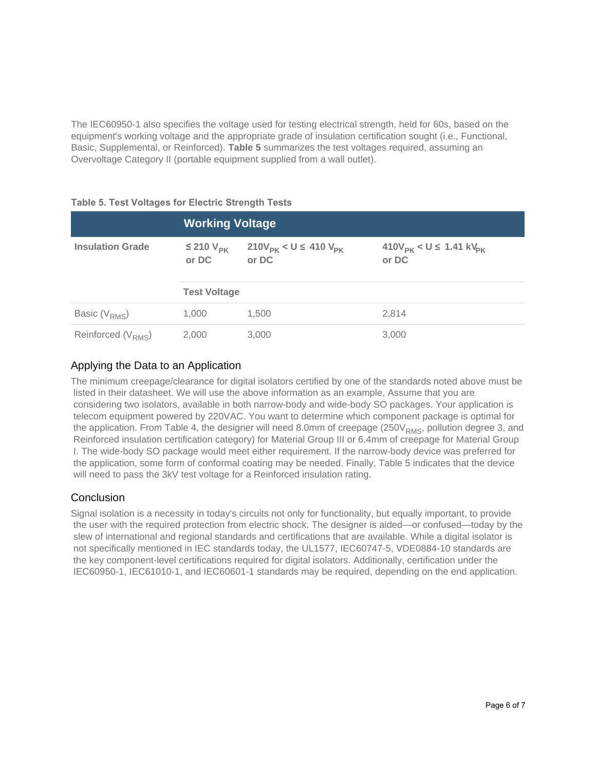The IEC60950-1 also specifies the voltage used for testing electrical strength, held for 60s, based on the equipment's working voltage and the appropriate grade of insulation certification sought (i.e., Functional, Basic, Supplemental, or Reinforced). **Table 5** summarizes the test voltages required, assuming an Overvoltage Category II (portable equipment supplied from a wall outlet).

**Table 5. Test Voltages for Electric Strength Tests**

| | **Working Voltage** | | |
|---|---|---|---|
| **Insulation Grade** | **≤ 210 $V_{PK}$ or DC** | **$210V_{PK}$ < U ≤ 410 $V_{PK}$ or DC** | **$410V_{PK}$ < U ≤ 1.41 $kV_{PK}$ or DC** |
| | **Test Voltage** | | |
| Basic ($V_{RMS}$) | 1,000 | 1,500 | 2,814 |
| Reinforced ($V_{RMS}$) | 2,000 | 3,000 | 3,000 |

## Applying the Data to an Application

The minimum creepage/clearance for digital isolators certified by one of the standards noted above must be listed in their datasheet. We will use the above information as an example, Assume that you are considering two isolators, available in both narrow-body and wide-body SO packages. Your application is telecom equipment powered by 220VAC. You want to determine which component package is optimal for the application. From Table 4, the designer will need 8.0mm of creepage ($250V_{RMS}$, pollution degree 3, and Reinforced insulation certification category) for Material Group III or 6.4mm of creepage for Material Group I. The wide-body SO package would meet either requirement. If the narrow-body device was preferred for the application, some form of conformal coating may be needed. Finally, Table 5 indicates that the device will need to pass the 3kV test voltage for a Reinforced insulation rating.

## Conclusion

Signal isolation is a necessity in today's circuits not only for functionality, but equally important, to provide the user with the required protection from electric shock. The designer is aided—or confused—today by the slew of international and regional standards and certifications that are available. While a digital isolator is not specifically mentioned in IEC standards today, the UL1577, IEC60747-5, VDE0884-10 standards are the key component-level certifications required for digital isolators. Additionally, certification under the IEC60950-1, IEC61010-1, and IEC60601-1 standards may be required, depending on the end application.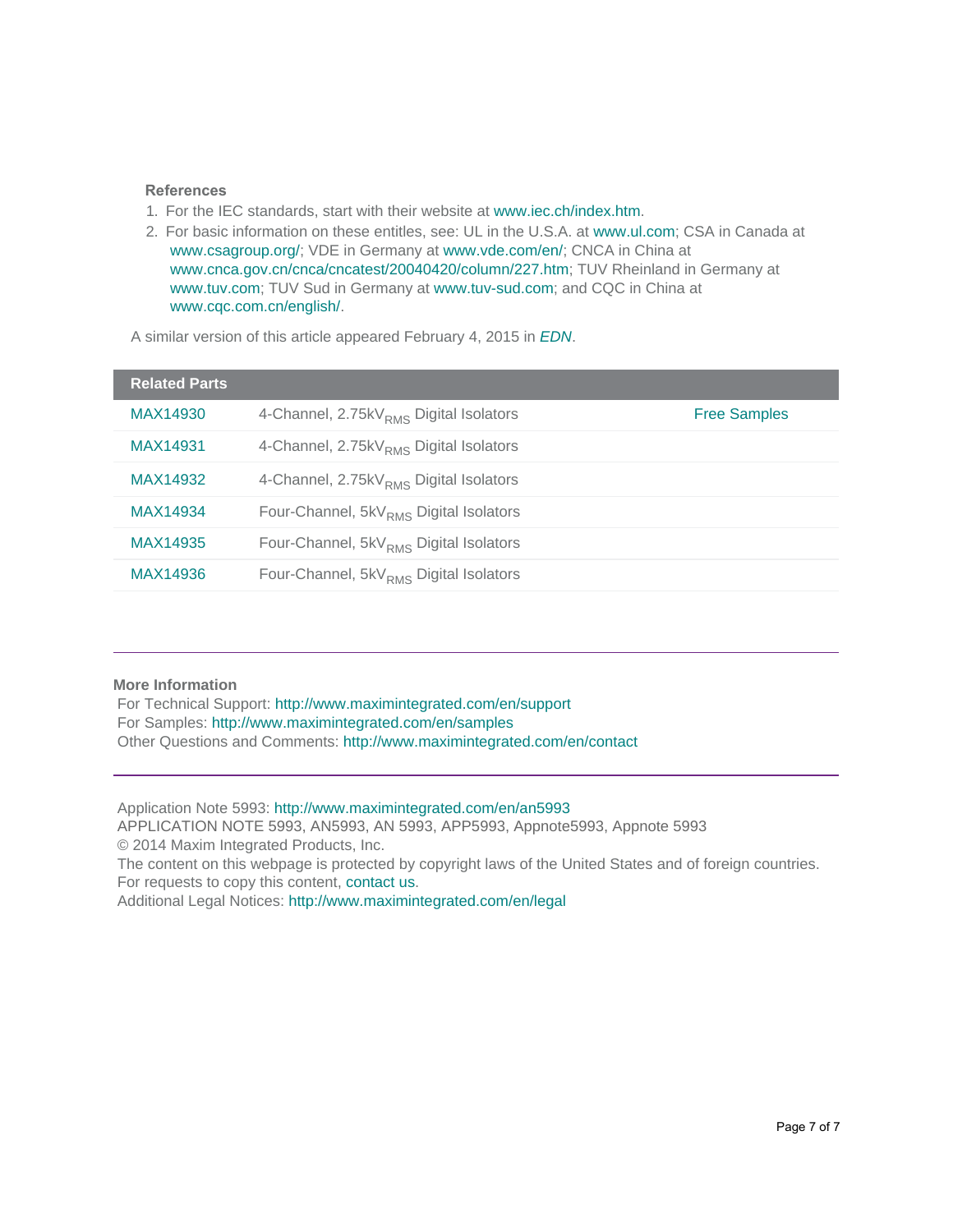**References**

1. For the IEC standards, start with their website at www.iec.ch/index.htm.
2. For basic information on these entitles, see: UL in the U.S.A. at www.ul.com; CSA in Canada at www.csagroup.org/; VDE in Germany at www.vde.com/en/; CNCA in China at www.cnca.gov.cn/cnca/cncatest/20040420/column/227.htm; TUV Rheinland in Germany at www.tuv.com; TUV Sud in Germany at www.tuv-sud.com; and CQC in China at www.cqc.com.cn/english/.

A similar version of this article appeared February 4, 2015 in *EDN*.

| Related Parts | | |
|---|---|---|
| MAX14930 | 4-Channel, 2.75kV$_{RMS}$ Digital Isolators | Free Samples |
| MAX14931 | 4-Channel, 2.75kV$_{RMS}$ Digital Isolators | |
| MAX14932 | 4-Channel, 2.75kV$_{RMS}$ Digital Isolators | |
| MAX14934 | Four-Channel, 5kV$_{RMS}$ Digital Isolators | |
| MAX14935 | Four-Channel, 5kV$_{RMS}$ Digital Isolators | |
| MAX14936 | Four-Channel, 5kV$_{RMS}$ Digital Isolators | |

**More Information**

For Technical Support: http://www.maximintegrated.com/en/support
For Samples: http://www.maximintegrated.com/en/samples
Other Questions and Comments: http://www.maximintegrated.com/en/contact

Application Note 5993: http://www.maximintegrated.com/en/an5993
APPLICATION NOTE 5993, AN5993, AN 5993, APP5993, Appnote5993, Appnote 5993
© 2014 Maxim Integrated Products, Inc.
The content on this webpage is protected by copyright laws of the United States and of foreign countries.
For requests to copy this content, contact us.
Additional Legal Notices: http://www.maximintegrated.com/en/legal